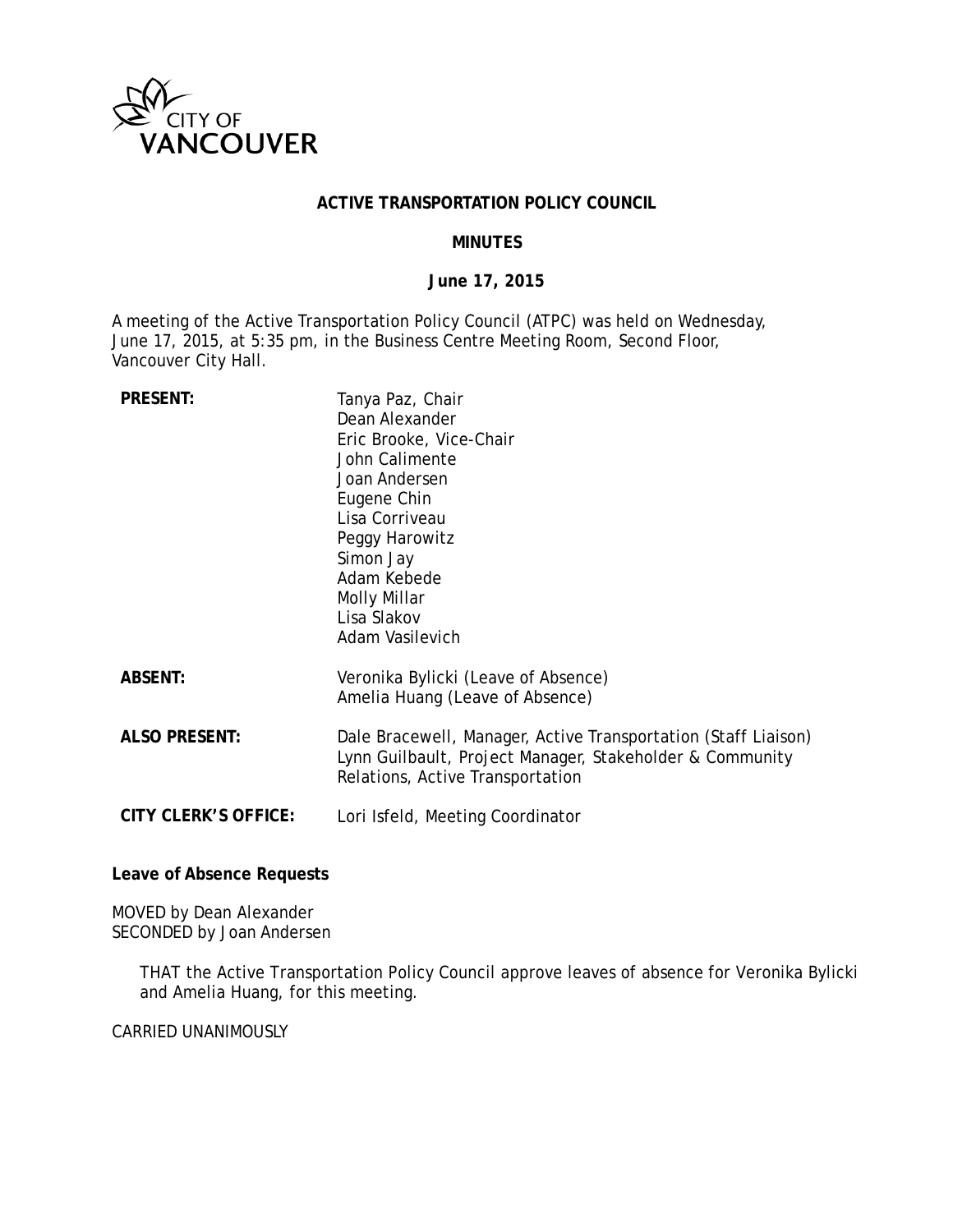CITY OF VANCOUVER

**ACTIVE TRANSPORTATION POLICY COUNCIL**

**MINUTES**

**June 17, 2015**

A meeting of the Active Transportation Policy Council (ATPC) was held on Wednesday, June 17, 2015, at 5:35 pm, in the Business Centre Meeting Room, Second Floor, Vancouver City Hall.

| | |
|---|---|
| **PRESENT:** | Tanya Paz, Chair<br>Dean Alexander<br>Eric Brooke, Vice-Chair<br>John Calimente<br>Joan Andersen<br>Eugene Chin<br>Lisa Corriveau<br>Peggy Harowitz<br>Simon Jay<br>Adam Kebede<br>Molly Millar<br>Lisa Slakov<br>Adam Vasilevich |
| **ABSENT:** | Veronika Bylicki (Leave of Absence)<br>Amelia Huang (Leave of Absence) |
| **ALSO PRESENT:** | Dale Bracewell, Manager, Active Transportation (Staff Liaison)<br>Lynn Guilbault, Project Manager, Stakeholder & Community Relations, Active Transportation |
| **CITY CLERK'S OFFICE:** | Lori Isfeld, Meeting Coordinator |

**Leave of Absence Requests**

MOVED by Dean Alexander
SECONDED by Joan Andersen

> THAT the Active Transportation Policy Council approve leaves of absence for Veronika Bylicki and Amelia Huang, for this meeting.

CARRIED UNANIMOUSLY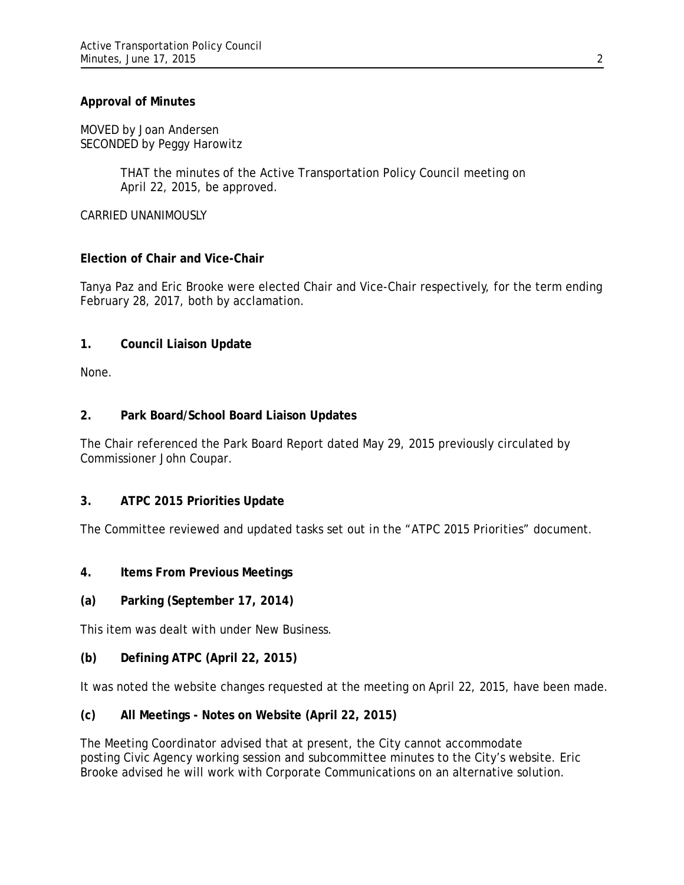**Approval of Minutes**

MOVED by Joan Andersen
SECONDED by Peggy Harowitz

> THAT the minutes of the Active Transportation Policy Council meeting on April 22, 2015, be approved.

CARRIED UNANIMOUSLY

**Election of Chair and Vice-Chair**

Tanya Paz and Eric Brooke were elected Chair and Vice-Chair respectively, for the term ending February 28, 2017, both by acclamation.

**1. Council Liaison Update**

None.

**2. Park Board/School Board Liaison Updates**

The Chair referenced the Park Board Report dated May 29, 2015 previously circulated by Commissioner John Coupar.

**3. ATPC 2015 Priorities Update**

The Committee reviewed and updated tasks set out in the "ATPC 2015 Priorities" document.

**4. Items From Previous Meetings**

**(a) Parking (September 17, 2014)**

This item was dealt with under New Business.

**(b) Defining ATPC (April 22, 2015)**

It was noted the website changes requested at the meeting on April 22, 2015, have been made.

**(c) All Meetings - Notes on Website (April 22, 2015)**

The Meeting Coordinator advised that at present, the City cannot accommodate posting Civic Agency working session and subcommittee minutes to the City's website. Eric Brooke advised he will work with Corporate Communications on an alternative solution.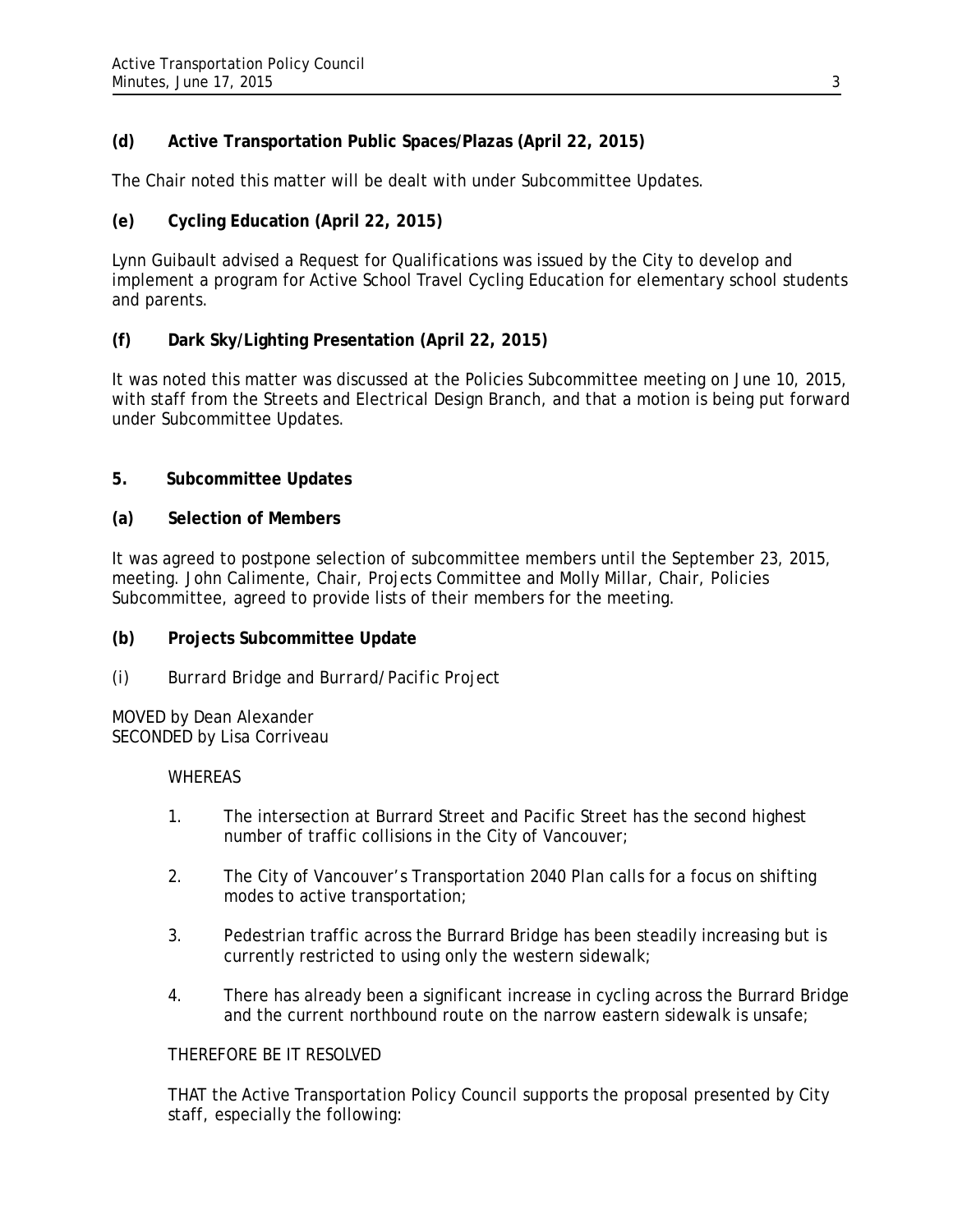**(d) Active Transportation Public Spaces/Plazas (April 22, 2015)**

The Chair noted this matter will be dealt with under Subcommittee Updates.

**(e) Cycling Education (April 22, 2015)**

Lynn Guibault advised a Request for Qualifications was issued by the City to develop and implement a program for Active School Travel Cycling Education for elementary school students and parents.

**(f) Dark Sky/Lighting Presentation (April 22, 2015)**

It was noted this matter was discussed at the Policies Subcommittee meeting on June 10, 2015, with staff from the Streets and Electrical Design Branch, and that a motion is being put forward under Subcommittee Updates.

**5. Subcommittee Updates**

**(a) Selection of Members**

It was agreed to postpone selection of subcommittee members until the September 23, 2015, meeting. John Calimente, Chair, Projects Committee and Molly Millar, Chair, Policies Subcommittee, agreed to provide lists of their members for the meeting.

**(b) Projects Subcommittee Update**

(i) Burrard Bridge and Burrard/Pacific Project

MOVED by Dean Alexander
SECONDED by Lisa Corriveau

WHEREAS

1. The intersection at Burrard Street and Pacific Street has the second highest number of traffic collisions in the City of Vancouver;
2. The City of Vancouver's Transportation 2040 Plan calls for a focus on shifting modes to active transportation;
3. Pedestrian traffic across the Burrard Bridge has been steadily increasing but is currently restricted to using only the western sidewalk;
4. There has already been a significant increase in cycling across the Burrard Bridge and the current northbound route on the narrow eastern sidewalk is unsafe;

THEREFORE BE IT RESOLVED

THAT the Active Transportation Policy Council supports the proposal presented by City staff, especially the following: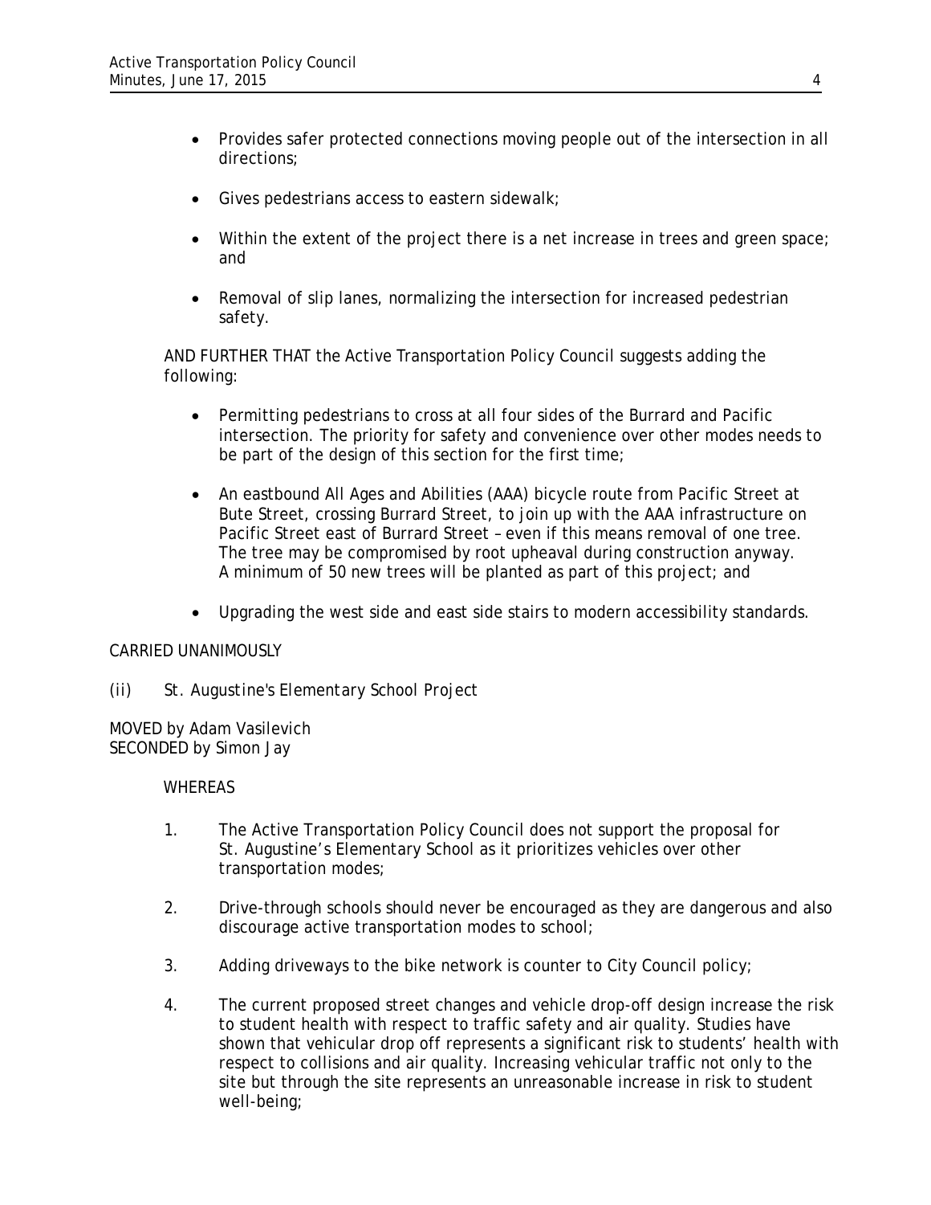- Provides safer protected connections moving people out of the intersection in all directions;
- Gives pedestrians access to eastern sidewalk;
- Within the extent of the project there is a net increase in trees and green space; and
- Removal of slip lanes, normalizing the intersection for increased pedestrian safety.

AND FURTHER THAT the Active Transportation Policy Council suggests adding the following:

- Permitting pedestrians to cross at all four sides of the Burrard and Pacific intersection. The priority for safety and convenience over other modes needs to be part of the design of this section for the first time;
- An eastbound All Ages and Abilities (AAA) bicycle route from Pacific Street at Bute Street, crossing Burrard Street, to join up with the AAA infrastructure on Pacific Street east of Burrard Street – even if this means removal of one tree. The tree may be compromised by root upheaval during construction anyway. A minimum of 50 new trees will be planted as part of this project; and
- Upgrading the west side and east side stairs to modern accessibility standards.

CARRIED UNANIMOUSLY

(ii) *St. Augustine's Elementary School Project*

MOVED by Adam Vasilevich
SECONDED by Simon Jay

WHEREAS

1. The Active Transportation Policy Council does not support the proposal for St. Augustine's Elementary School as it prioritizes vehicles over other transportation modes;
2. Drive-through schools should never be encouraged as they are dangerous and also discourage active transportation modes to school;
3. Adding driveways to the bike network is counter to City Council policy;
4. The current proposed street changes and vehicle drop-off design increase the risk to student health with respect to traffic safety and air quality. Studies have shown that vehicular drop off represents a significant risk to students' health with respect to collisions and air quality. Increasing vehicular traffic not only to the site but through the site represents an unreasonable increase in risk to student well-being;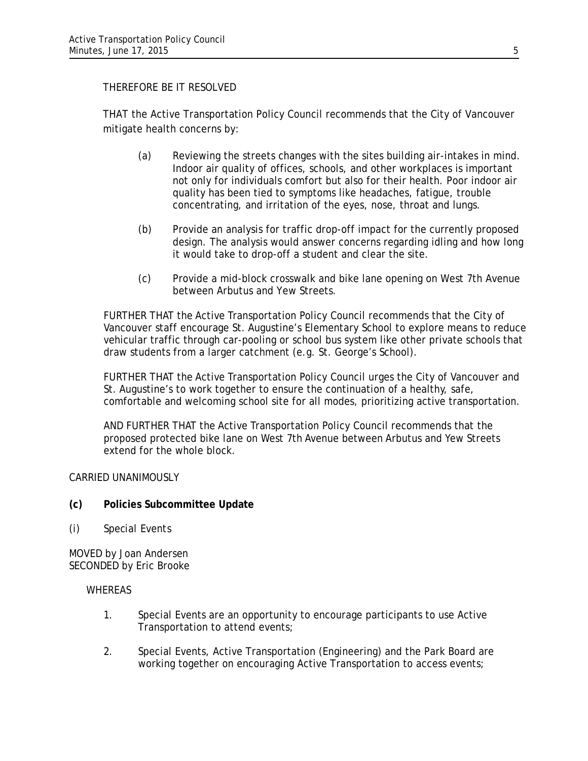THEREFORE BE IT RESOLVED

THAT the Active Transportation Policy Council recommends that the City of Vancouver mitigate health concerns by:

(a) Reviewing the streets changes with the sites building air-intakes in mind. Indoor air quality of offices, schools, and other workplaces is important not only for individuals comfort but also for their health. Poor indoor air quality has been tied to symptoms like headaches, fatigue, trouble concentrating, and irritation of the eyes, nose, throat and lungs.

(b) Provide an analysis for traffic drop-off impact for the currently proposed design. The analysis would answer concerns regarding idling and how long it would take to drop-off a student and clear the site.

(c) Provide a mid-block crosswalk and bike lane opening on West 7th Avenue between Arbutus and Yew Streets.

FURTHER THAT the Active Transportation Policy Council recommends that the City of Vancouver staff encourage St. Augustine's Elementary School to explore means to reduce vehicular traffic through car-pooling or school bus system like other private schools that draw students from a larger catchment (e.g. St. George's School).

FURTHER THAT the Active Transportation Policy Council urges the City of Vancouver and St. Augustine's to work together to ensure the continuation of a healthy, safe, comfortable and welcoming school site for all modes, prioritizing active transportation.

AND FURTHER THAT the Active Transportation Policy Council recommends that the proposed protected bike lane on West 7th Avenue between Arbutus and Yew Streets extend for the whole block.

CARRIED UNANIMOUSLY

**(c) Policies Subcommittee Update**

(i) Special Events

MOVED by Joan Andersen
SECONDED by Eric Brooke

WHEREAS

1. Special Events are an opportunity to encourage participants to use Active Transportation to attend events;

2. Special Events, Active Transportation (Engineering) and the Park Board are working together on encouraging Active Transportation to access events;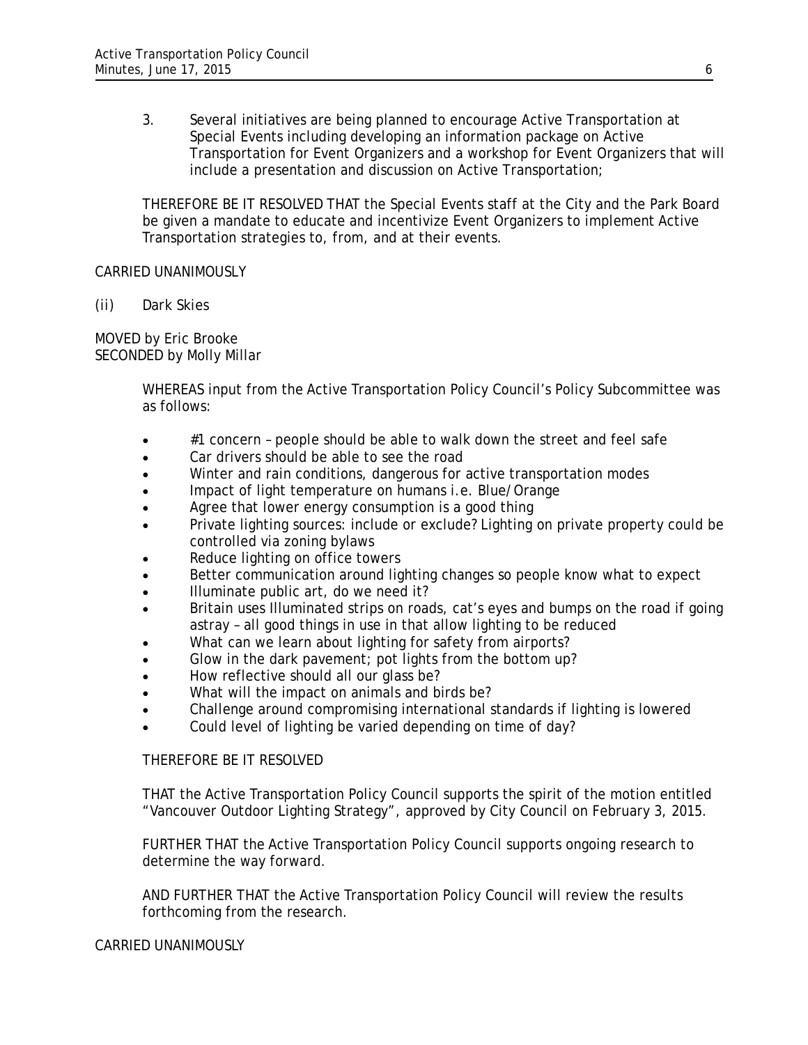3. Several initiatives are being planned to encourage Active Transportation at Special Events including developing an information package on Active Transportation for Event Organizers and a workshop for Event Organizers that will include a presentation and discussion on Active Transportation;

THEREFORE BE IT RESOLVED THAT the Special Events staff at the City and the Park Board be given a mandate to educate and incentivize Event Organizers to implement Active Transportation strategies to, from, and at their events.

CARRIED UNANIMOUSLY

(ii) Dark Skies

MOVED by Eric Brooke
SECONDED by Molly Millar

WHEREAS input from the Active Transportation Policy Council's Policy Subcommittee was as follows:

- #1 concern – people should be able to walk down the street and feel safe
- Car drivers should be able to see the road
- Winter and rain conditions, dangerous for active transportation modes
- Impact of light temperature on humans i.e. Blue/Orange
- Agree that lower energy consumption is a good thing
- Private lighting sources: include or exclude? Lighting on private property could be controlled via zoning bylaws
- Reduce lighting on office towers
- Better communication around lighting changes so people know what to expect
- Illuminate public art, do we need it?
- Britain uses Illuminated strips on roads, cat's eyes and bumps on the road if going astray – all good things in use in that allow lighting to be reduced
- What can we learn about lighting for safety from airports?
- Glow in the dark pavement; pot lights from the bottom up?
- How reflective should all our glass be?
- What will the impact on animals and birds be?
- Challenge around compromising international standards if lighting is lowered
- Could level of lighting be varied depending on time of day?

THEREFORE BE IT RESOLVED

THAT the Active Transportation Policy Council supports the spirit of the motion entitled "Vancouver Outdoor Lighting Strategy", approved by City Council on February 3, 2015.

FURTHER THAT the Active Transportation Policy Council supports ongoing research to determine the way forward.

AND FURTHER THAT the Active Transportation Policy Council will review the results forthcoming from the research.

CARRIED UNANIMOUSLY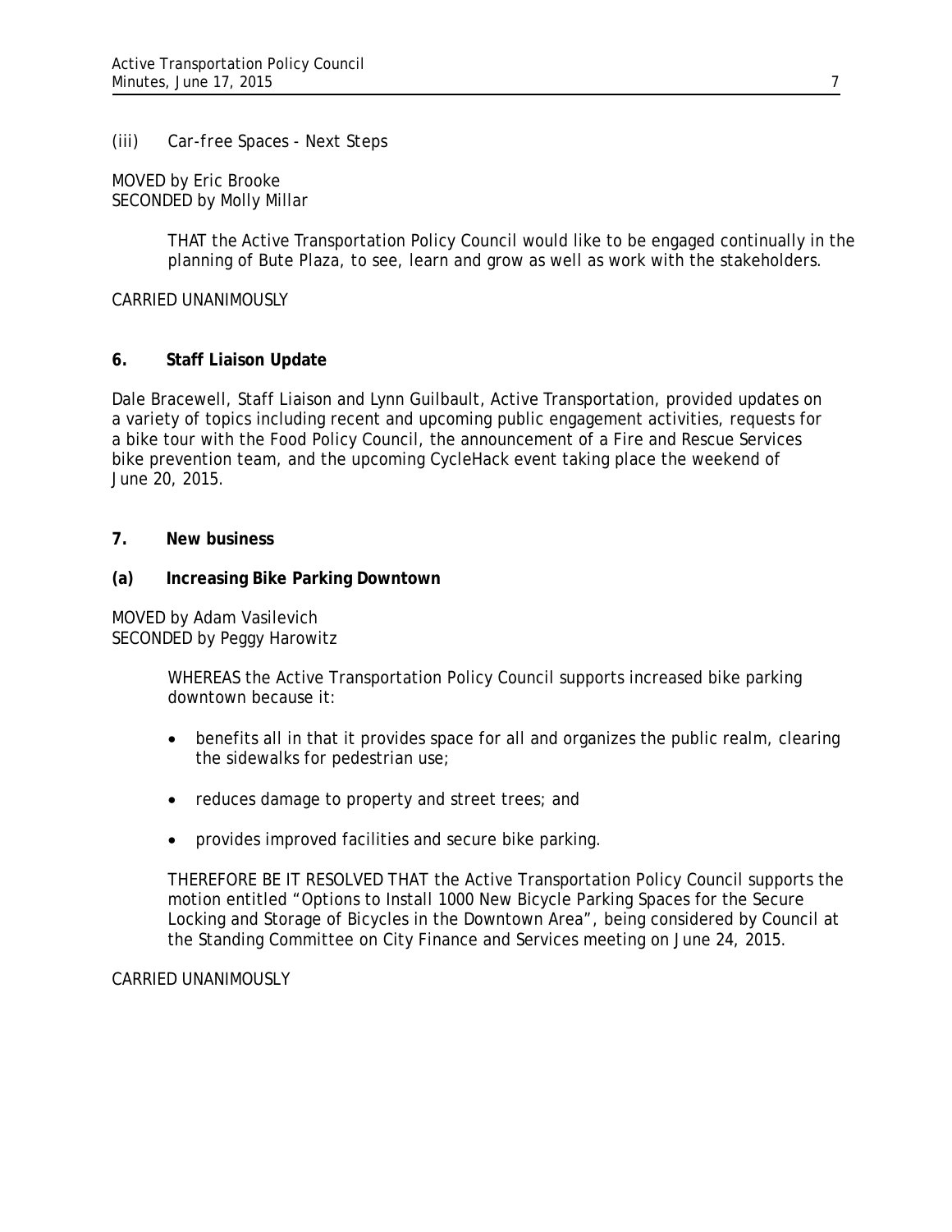(iii) Car-free Spaces - Next Steps

MOVED by Eric Brooke
SECONDED by Molly Millar

> THAT the Active Transportation Policy Council would like to be engaged continually in the planning of Bute Plaza, to see, learn and grow as well as work with the stakeholders.

CARRIED UNANIMOUSLY

## 6. Staff Liaison Update

Dale Bracewell, Staff Liaison and Lynn Guilbault, Active Transportation, provided updates on a variety of topics including recent and upcoming public engagement activities, requests for a bike tour with the Food Policy Council, the announcement of a Fire and Rescue Services bike prevention team, and the upcoming CycleHack event taking place the weekend of June 20, 2015.

## 7. New business

### (a) Increasing Bike Parking Downtown

MOVED by Adam Vasilevich
SECONDED by Peggy Harowitz

> WHEREAS the Active Transportation Policy Council supports increased bike parking downtown because it:
>
> - benefits all in that it provides space for all and organizes the public realm, clearing the sidewalks for pedestrian use;
> - reduces damage to property and street trees; and
> - provides improved facilities and secure bike parking.
>
> THEREFORE BE IT RESOLVED THAT the Active Transportation Policy Council supports the motion entitled "Options to Install 1000 New Bicycle Parking Spaces for the Secure Locking and Storage of Bicycles in the Downtown Area", being considered by Council at the Standing Committee on City Finance and Services meeting on June 24, 2015.

CARRIED UNANIMOUSLY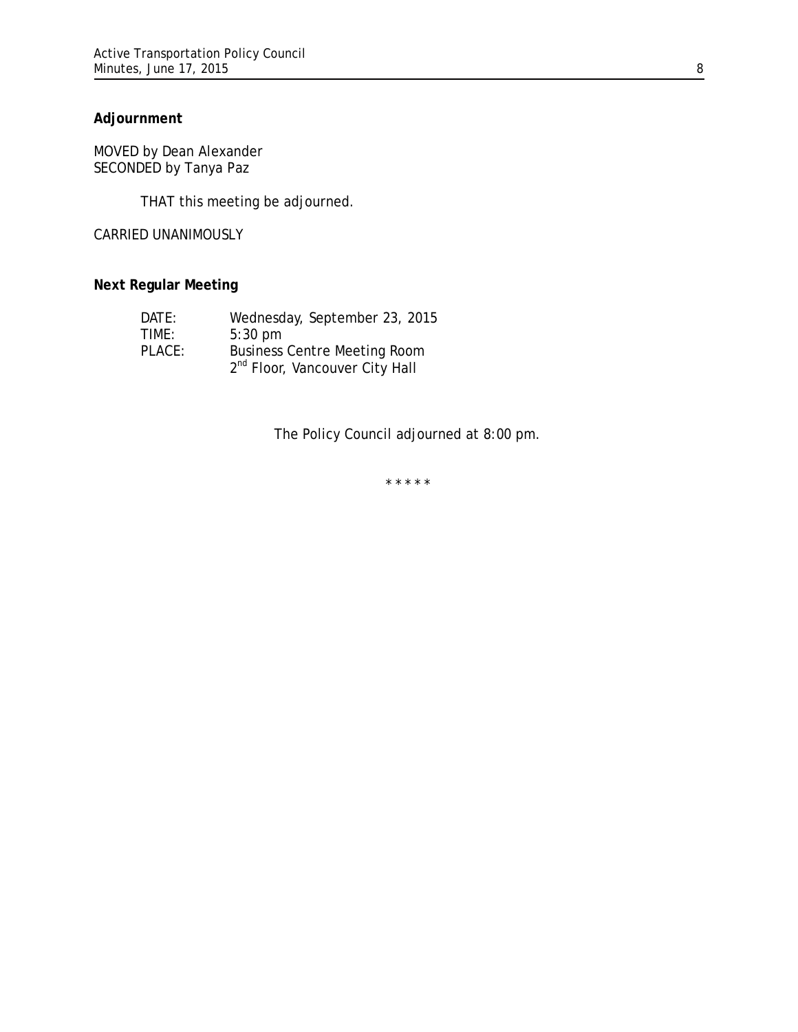**Adjournment**

MOVED by Dean Alexander
SECONDED by Tanya Paz

THAT this meeting be adjourned.

CARRIED UNANIMOUSLY

**Next Regular Meeting**

| | |
|---|---|
| DATE: | Wednesday, September 23, 2015 |
| TIME: | 5:30 pm |
| PLACE: | Business Centre Meeting Room<br>2nd Floor, Vancouver City Hall |

The Policy Council adjourned at 8:00 pm.

\* \* \* \* \*